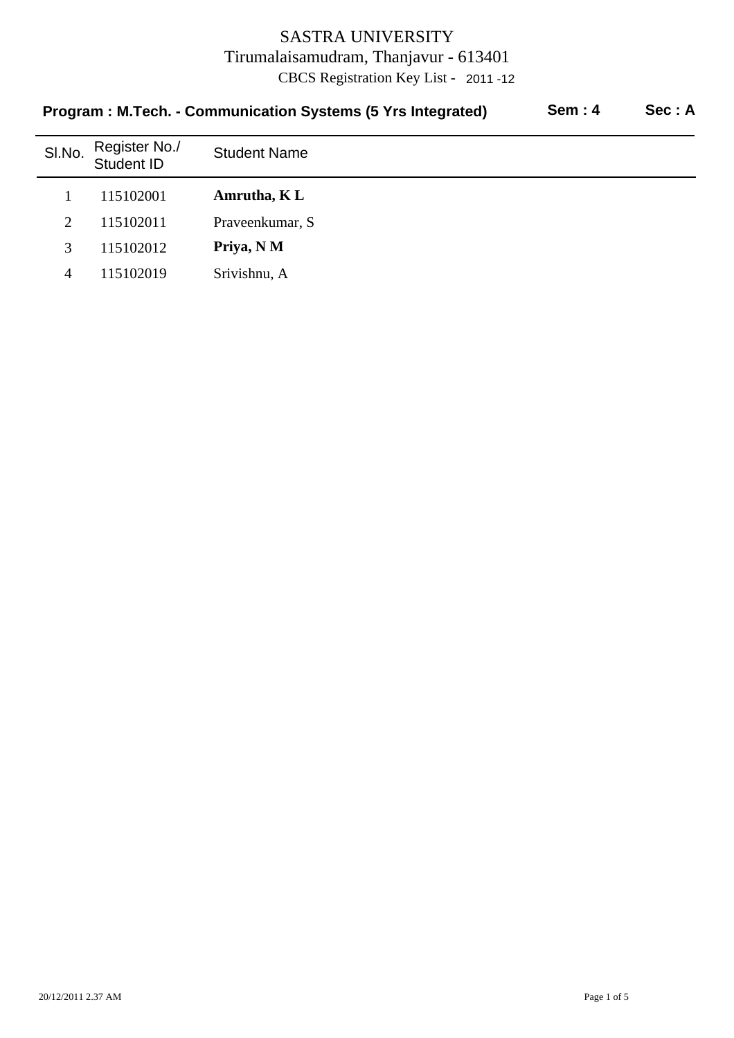# SASTRA UNIVERSITY

Tirumalaisamudram, Thanjavur - 613401

CBCS Registration Key List - 2011 -12

**Program : M.Tech. - Communication Systems (5 Yrs Integrated)** **Sem : 4** **Sec : A**

| Sl.No. | Register No./ Student ID | Student Name |
|---|---|---|
| 1 | 115102001 | **Amrutha, K L** |
| 2 | 115102011 | Praveenkumar, S |
| 3 | 115102012 | **Priya, N M** |
| 4 | 115102019 | Srivishnu, A |

20/12/2011 2.37 AM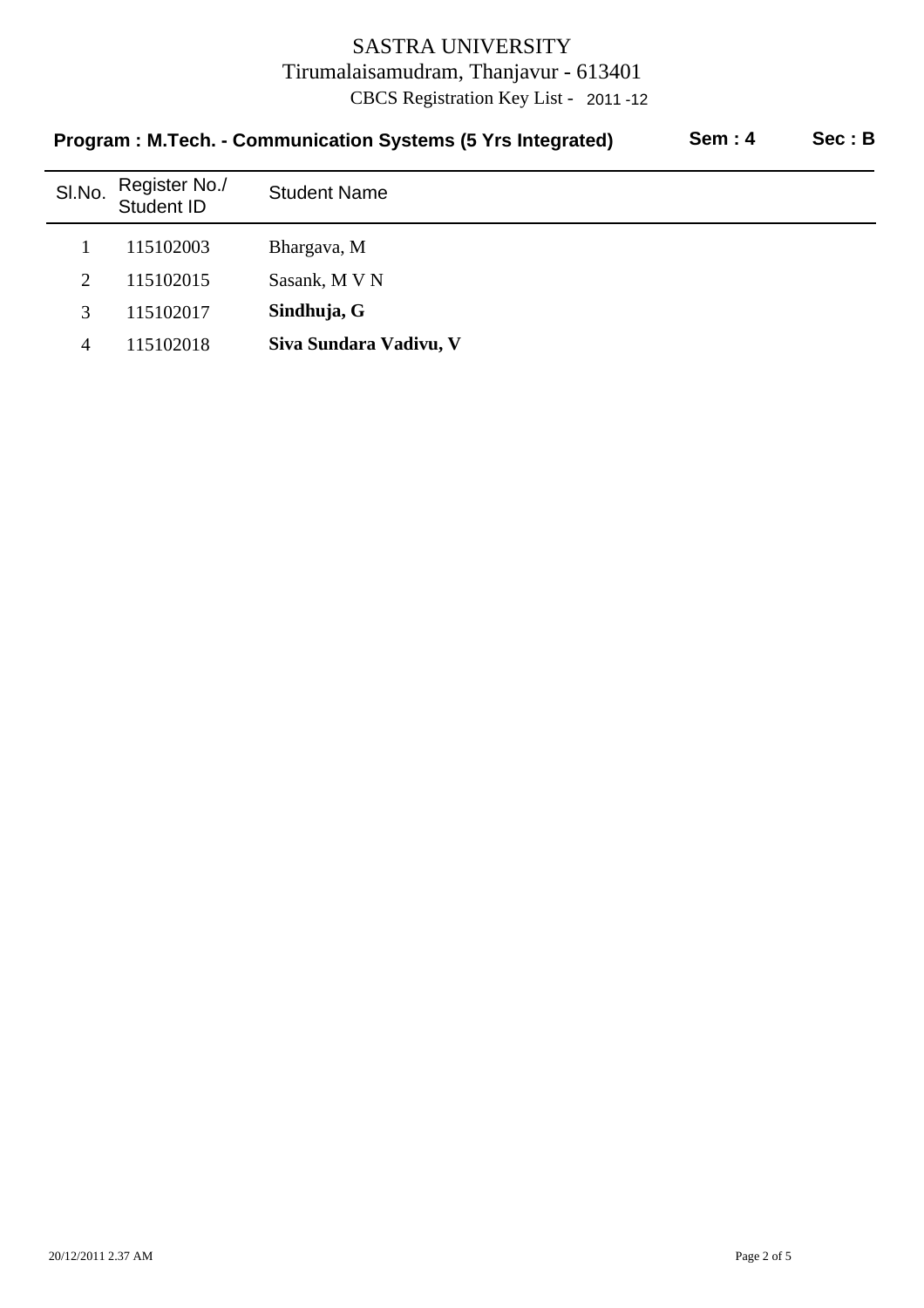# SASTRA UNIVERSITY

Tirumalaisamudram, Thanjavur - 613401

CBCS Registration Key List - 2011 -12

**Program : M.Tech. - Communication Systems (5 Yrs Integrated)** **Sem : 4** **Sec : B**

| Sl.No. | Register No./ Student ID | Student Name |
|---|---|---|
| 1 | 115102003 | Bhargava, M |
| 2 | 115102015 | Sasank, M V N |
| 3 | 115102017 | **Sindhuja, G** |
| 4 | 115102018 | **Siva Sundara Vadivu, V** |

20/12/2011 2.37 AM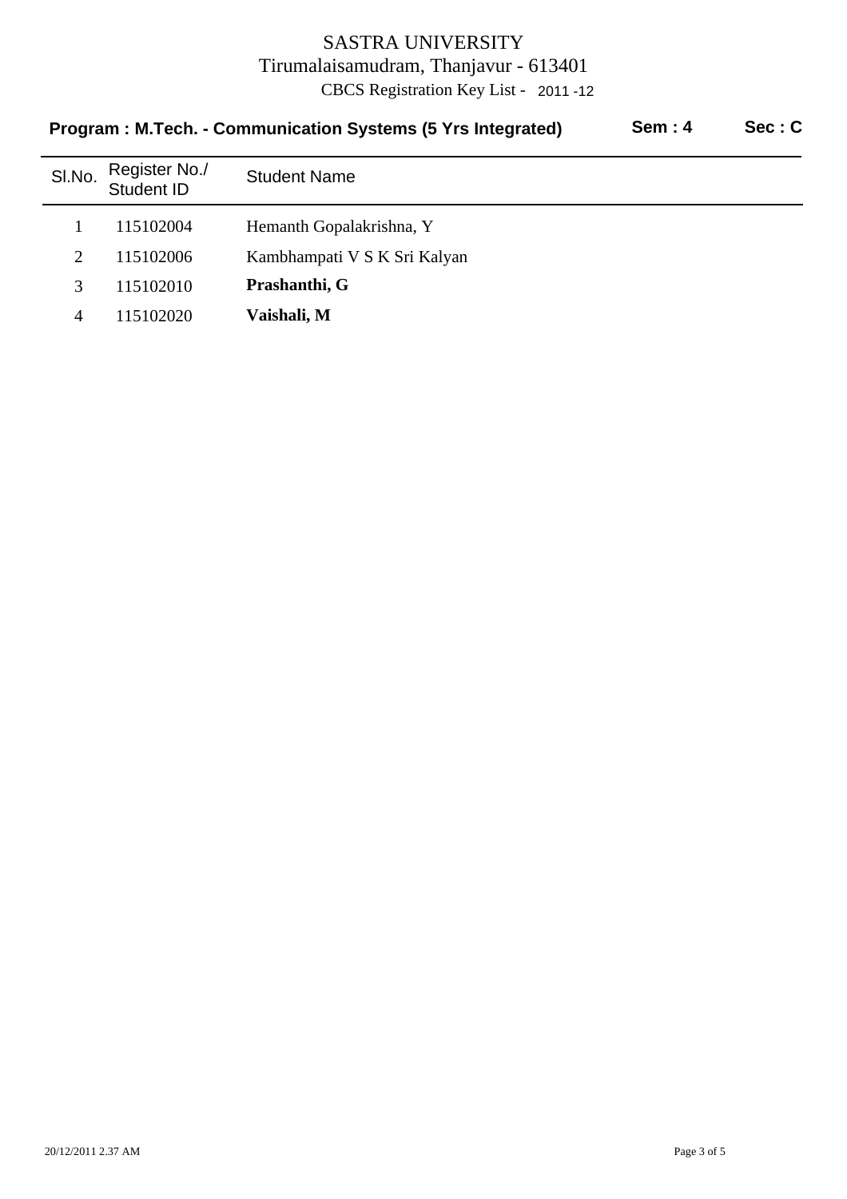# SASTRA UNIVERSITY

Tirumalaisamudram, Thanjavur - 613401

CBCS Registration Key List - 2011 -12

**Program : M.Tech. - Communication Systems (5 Yrs Integrated)** **Sem : 4** **Sec : C**

| Sl.No. | Register No./ Student ID | Student Name |
|---|---|---|
| 1 | 115102004 | Hemanth Gopalakrishna, Y |
| 2 | 115102006 | Kambhampati V S K Sri Kalyan |
| 3 | 115102010 | **Prashanthi, G** |
| 4 | 115102020 | **Vaishali, M** |

20/12/2011 2.37 AM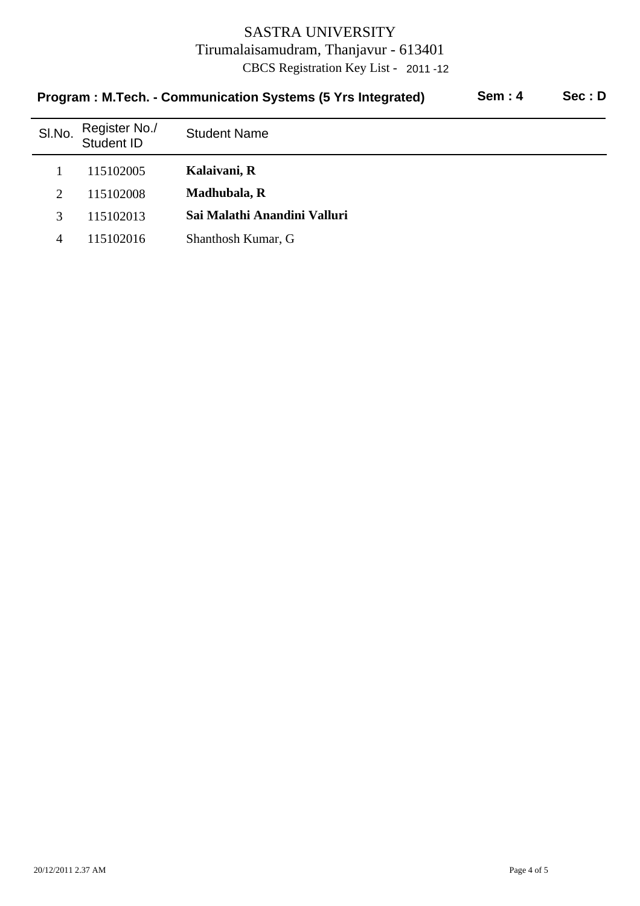# SASTRA UNIVERSITY

Tirumalaisamudram, Thanjavur - 613401

CBCS Registration Key List - 2011 -12

**Program : M.Tech. - Communication Systems (5 Yrs Integrated)** **Sem : 4** **Sec : D**

| Sl.No. | Register No./ Student ID | Student Name |
|---|---|---|
| 1 | 115102005 | **Kalaivani, R** |
| 2 | 115102008 | **Madhubala, R** |
| 3 | 115102013 | **Sai Malathi Anandini Valluri** |
| 4 | 115102016 | Shanthosh Kumar, G |

20/12/2011 2.37 AM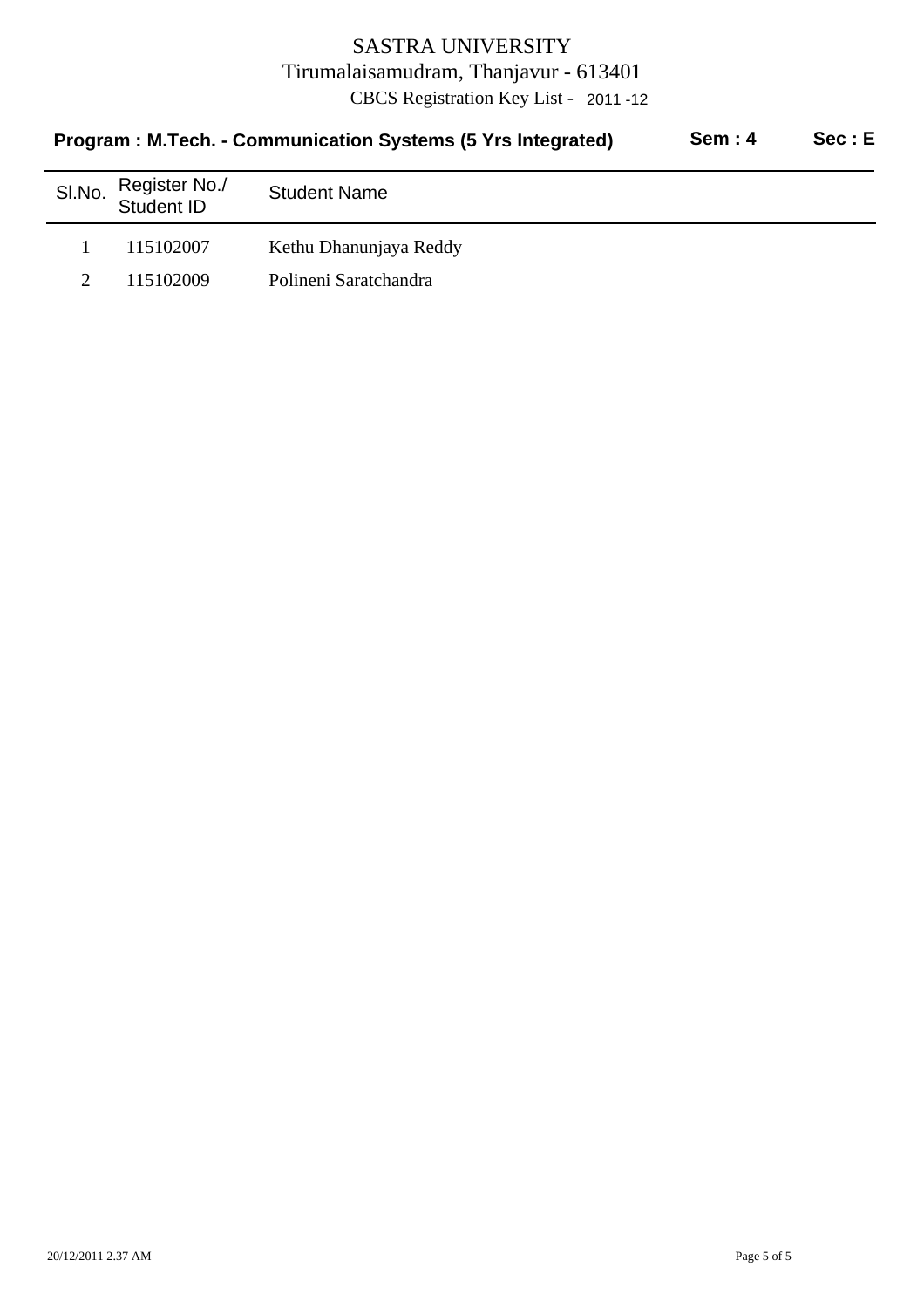# SASTRA UNIVERSITY

Tirumalaisamudram, Thanjavur - 613401

CBCS Registration Key List - 2011 -12

**Program : M.Tech. - Communication Systems (5 Yrs Integrated)** **Sem : 4** **Sec : E**

| Sl.No. | Register No./ Student ID | Student Name |
|---|---|---|
| 1 | 115102007 | Kethu Dhanunjaya Reddy |
| 2 | 115102009 | Polineni Saratchandra |

20/12/2011 2.37 AM